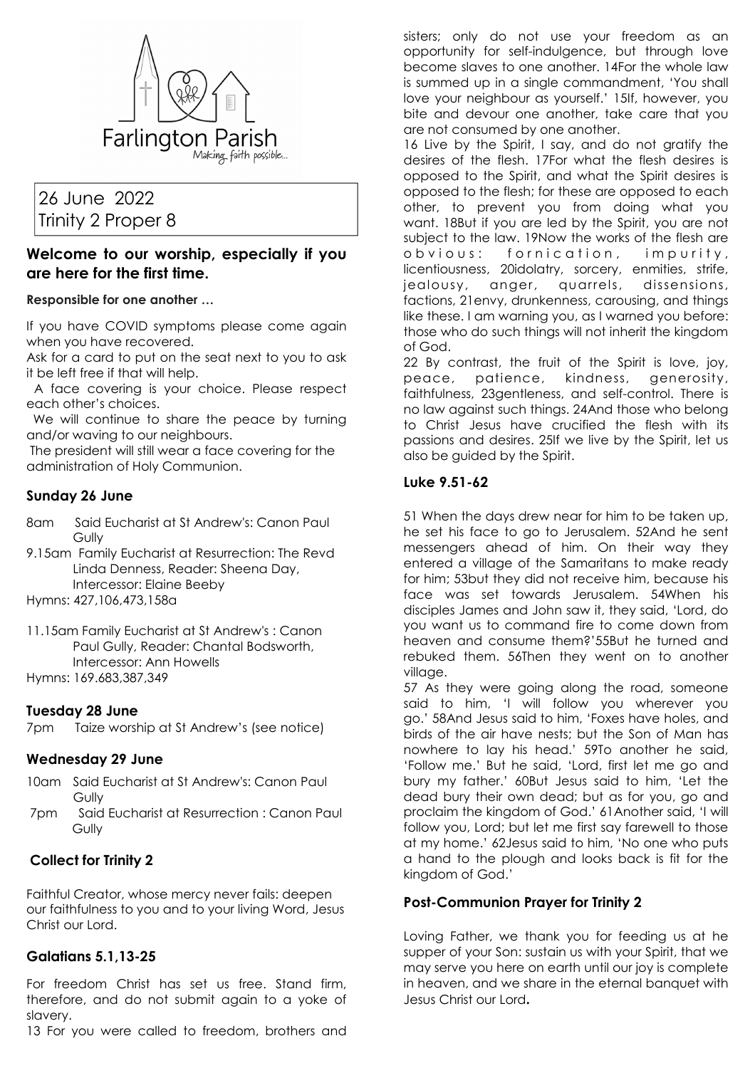Farlington Parish

Making faith possible...

26 June 2022
Trinity 2 Proper 8

## Welcome to our worship, especially if you are here for the first time.

**Responsible for one another …**

If you have COVID symptoms please come again when you have recovered.

Ask for a card to put on the seat next to you to ask it be left free if that will help.

A face covering is your choice. Please respect each other's choices.

We will continue to share the peace by turning and/or waving to our neighbours.

The president will still wear a face covering for the administration of Holy Communion.

### Sunday 26 June

8am Said Eucharist at St Andrew's: Canon Paul Gully

9.15am Family Eucharist at Resurrection: The Revd Linda Denness, Reader: Sheena Day, Intercessor: Elaine Beeby

Hymns: 427,106,473,158a

11.15am Family Eucharist at St Andrew's : Canon Paul Gully, Reader: Chantal Bodsworth, Intercessor: Ann Howells

Hymns: 169.683,387,349

### Tuesday 28 June

7pm Taize worship at St Andrew's (see notice)

### Wednesday 29 June

10am Said Eucharist at St Andrew's: Canon Paul Gully

7pm Said Eucharist at Resurrection : Canon Paul Gully

### Collect for Trinity 2

Faithful Creator, whose mercy never fails: deepen our faithfulness to you and to your living Word, Jesus Christ our Lord.

### Galatians 5.1,13-25

For freedom Christ has set us free. Stand firm, therefore, and do not submit again to a yoke of slavery.

13 For you were called to freedom, brothers and sisters; only do not use your freedom as an opportunity for self-indulgence, but through love become slaves to one another. 14For the whole law is summed up in a single commandment, 'You shall love your neighbour as yourself.' 15If, however, you bite and devour one another, take care that you are not consumed by one another.

16 Live by the Spirit, I say, and do not gratify the desires of the flesh. 17For what the flesh desires is opposed to the Spirit, and what the Spirit desires is opposed to the flesh; for these are opposed to each other, to prevent you from doing what you want. 18But if you are led by the Spirit, you are not subject to the law. 19Now the works of the flesh are obvious: fornication, impurity, licentiousness, 20idolatry, sorcery, enmities, strife, jealousy, anger, quarrels, dissensions, factions, 21envy, drunkenness, carousing, and things like these. I am warning you, as I warned you before: those who do such things will not inherit the kingdom of God.

22 By contrast, the fruit of the Spirit is love, joy, peace, patience, kindness, generosity, faithfulness, 23gentleness, and self-control. There is no law against such things. 24And those who belong to Christ Jesus have crucified the flesh with its passions and desires. 25If we live by the Spirit, let us also be guided by the Spirit.

### Luke 9.51-62

51 When the days drew near for him to be taken up, he set his face to go to Jerusalem. 52And he sent messengers ahead of him. On their way they entered a village of the Samaritans to make ready for him; 53but they did not receive him, because his face was set towards Jerusalem. 54When his disciples James and John saw it, they said, 'Lord, do you want us to command fire to come down from heaven and consume them?'55But he turned and rebuked them. 56Then they went on to another village.

57 As they were going along the road, someone said to him, 'I will follow you wherever you go.' 58And Jesus said to him, 'Foxes have holes, and birds of the air have nests; but the Son of Man has nowhere to lay his head.' 59To another he said, 'Follow me.' But he said, 'Lord, first let me go and bury my father.' 60But Jesus said to him, 'Let the dead bury their own dead; but as for you, go and proclaim the kingdom of God.' 61Another said, 'I will follow you, Lord; but let me first say farewell to those at my home.' 62Jesus said to him, 'No one who puts a hand to the plough and looks back is fit for the kingdom of God.'

### Post-Communion Prayer for Trinity 2

Loving Father, we thank you for feeding us at he supper of your Son: sustain us with your Spirit, that we may serve you here on earth until our joy is complete in heaven, and we share in the eternal banquet with Jesus Christ our Lord**.**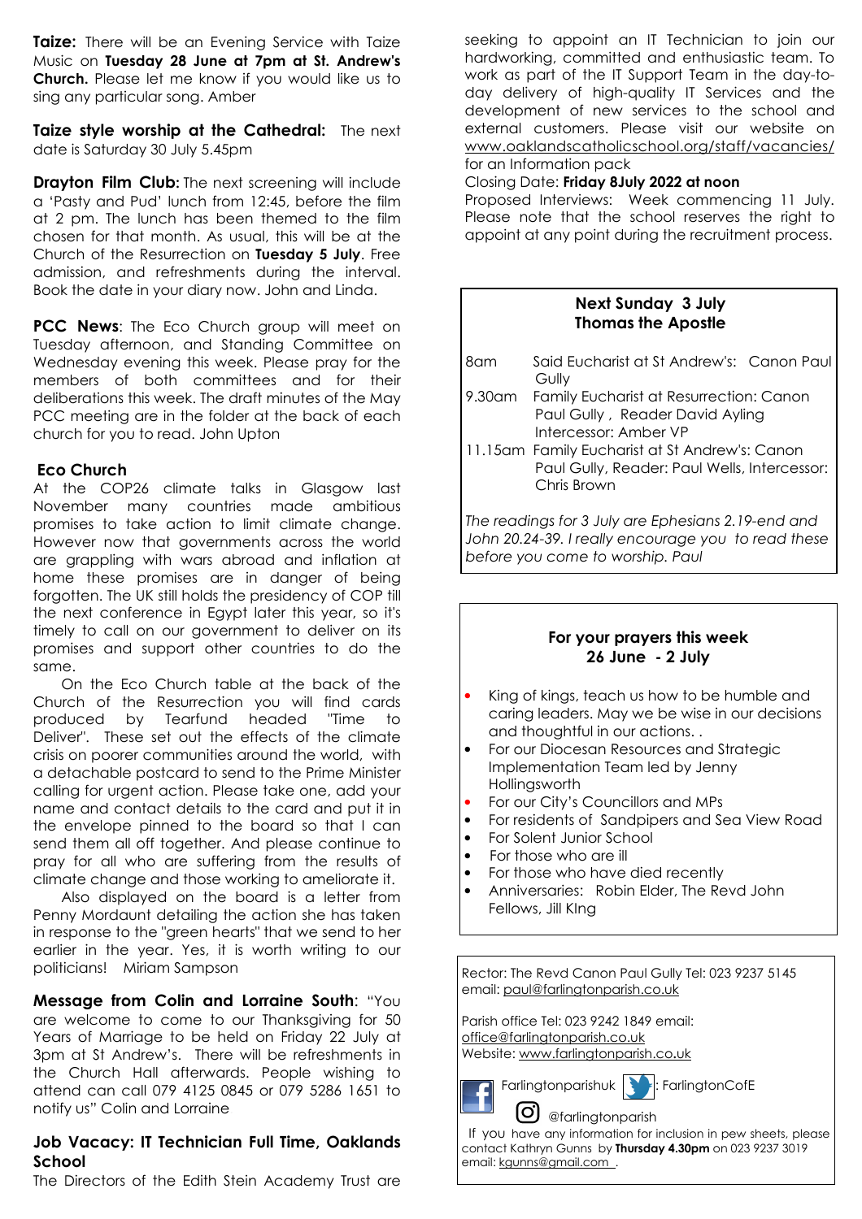**Taize:** There will be an Evening Service with Taize Music on **Tuesday 28 June at 7pm at St. Andrew's Church.** Please let me know if you would like us to sing any particular song. Amber

**Taize style worship at the Cathedral:** The next date is Saturday 30 July 5.45pm

**Drayton Film Club:** The next screening will include a 'Pasty and Pud' lunch from 12:45, before the film at 2 pm. The lunch has been themed to the film chosen for that month. As usual, this will be at the Church of the Resurrection on **Tuesday 5 July**. Free admission, and refreshments during the interval. Book the date in your diary now. John and Linda.

**PCC News**: The Eco Church group will meet on Tuesday afternoon, and Standing Committee on Wednesday evening this week. Please pray for the members of both committees and for their deliberations this week. The draft minutes of the May PCC meeting are in the folder at the back of each church for you to read. John Upton

**Eco Church**

At the COP26 climate talks in Glasgow last November many countries made ambitious promises to take action to limit climate change. However now that governments across the world are grappling with wars abroad and inflation at home these promises are in danger of being forgotten. The UK still holds the presidency of COP till the next conference in Egypt later this year, so it's timely to call on our government to deliver on its promises and support other countries to do the same.

On the Eco Church table at the back of the Church of the Resurrection you will find cards produced by Tearfund headed "Time to Deliver". These set out the effects of the climate crisis on poorer communities around the world, with a detachable postcard to send to the Prime Minister calling for urgent action. Please take one, add your name and contact details to the card and put it in the envelope pinned to the board so that I can send them all off together. And please continue to pray for all who are suffering from the results of climate change and those working to ameliorate it.

Also displayed on the board is a letter from Penny Mordaunt detailing the action she has taken in response to the "green hearts" that we send to her earlier in the year. Yes, it is worth writing to our politicians! Miriam Sampson

**Message from Colin and Lorraine South**: "You are welcome to come to our Thanksgiving for 50 Years of Marriage to be held on Friday 22 July at 3pm at St Andrew's. There will be refreshments in the Church Hall afterwards. People wishing to attend can call 079 4125 0845 or 079 5286 1651 to notify us" Colin and Lorraine

**Job Vacacy: IT Technician Full Time, Oaklands School**

The Directors of the Edith Stein Academy Trust are seeking to appoint an IT Technician to join our hardworking, committed and enthusiastic team. To work as part of the IT Support Team in the day-to-day delivery of high-quality IT Services and the development of new services to the school and external customers. Please visit our website on www.oaklandscatholicschool.org/staff/vacancies/ for an Information pack

Closing Date: **Friday 8July 2022 at noon**

Proposed Interviews: Week commencing 11 July. Please note that the school reserves the right to appoint at any point during the recruitment process.

**Next Sunday 3 July**
**Thomas the Apostle**

8am Said Eucharist at St Andrew's: Canon Paul Gully

9.30am Family Eucharist at Resurrection: Canon Paul Gully , Reader David Ayling Intercessor: Amber VP

11.15am Family Eucharist at St Andrew's: Canon Paul Gully, Reader: Paul Wells, Intercessor: Chris Brown

*The readings for 3 July are Ephesians 2.19-end and John 20.24-39. I really encourage you to read these before you come to worship. Paul*

**For your prayers this week**
**26 June - 2 July**

- King of kings, teach us how to be humble and caring leaders. May we be wise in our decisions and thoughtful in our actions. .
- For our Diocesan Resources and Strategic Implementation Team led by Jenny Hollingsworth
- For our City's Councillors and MPs
- For residents of Sandpipers and Sea View Road
- For Solent Junior School
- For those who are ill
- For those who have died recently
- Anniversaries: Robin Elder, The Revd John Fellows, Jill KIng

Rector: The Revd Canon Paul Gully Tel: 023 9237 5145 email: paul@farlingtonparish.co.uk

Parish office Tel: 023 9242 1849 email: office@farlingtonparish.co.uk
Website: www.farlingtonparish.co.uk

Farlingtonparishuk : FarlingtonCofE

@farlingtonparish

If you have any information for inclusion in pew sheets, please contact Kathryn Gunns by **Thursday 4.30pm** on 023 9237 3019 email: kgunns@gmail.com .